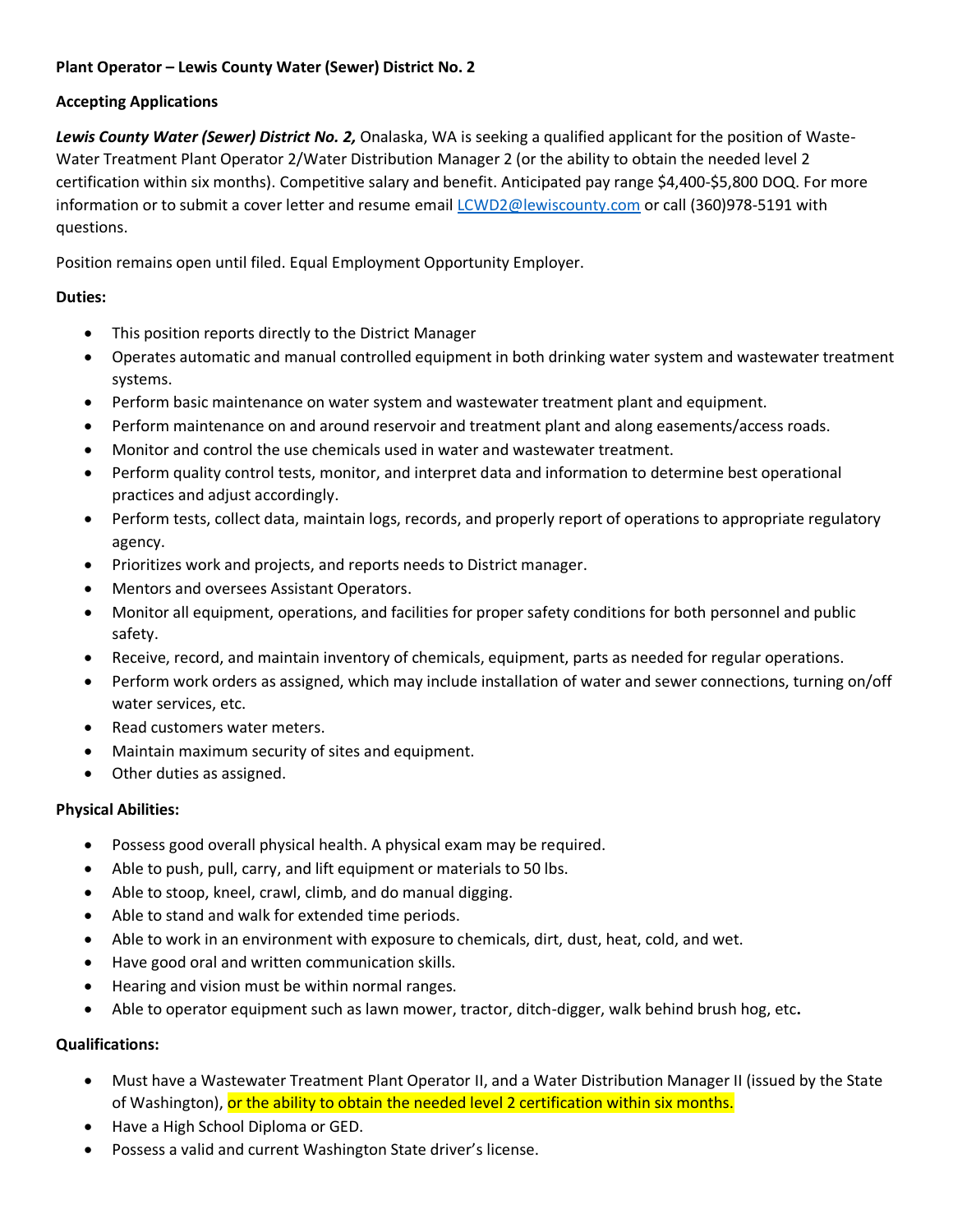**Plant Operator – Lewis County Water (Sewer) District No. 2**

**Accepting Applications**

***Lewis County Water (Sewer) District No. 2,*** Onalaska, WA is seeking a qualified applicant for the position of Waste-Water Treatment Plant Operator 2/Water Distribution Manager 2 (or the ability to obtain the needed level 2 certification within six months). Competitive salary and benefit. Anticipated pay range $4,400-$5,800 DOQ. For more information or to submit a cover letter and resume email LCWD2@lewiscounty.com or call (360)978-5191 with questions.

Position remains open until filed. Equal Employment Opportunity Employer.

**Duties:**

- This position reports directly to the District Manager
- Operates automatic and manual controlled equipment in both drinking water system and wastewater treatment systems.
- Perform basic maintenance on water system and wastewater treatment plant and equipment.
- Perform maintenance on and around reservoir and treatment plant and along easements/access roads.
- Monitor and control the use chemicals used in water and wastewater treatment.
- Perform quality control tests, monitor, and interpret data and information to determine best operational practices and adjust accordingly.
- Perform tests, collect data, maintain logs, records, and properly report of operations to appropriate regulatory agency.
- Prioritizes work and projects, and reports needs to District manager.
- Mentors and oversees Assistant Operators.
- Monitor all equipment, operations, and facilities for proper safety conditions for both personnel and public safety.
- Receive, record, and maintain inventory of chemicals, equipment, parts as needed for regular operations.
- Perform work orders as assigned, which may include installation of water and sewer connections, turning on/off water services, etc.
- Read customers water meters.
- Maintain maximum security of sites and equipment.
- Other duties as assigned.

**Physical Abilities:**

- Possess good overall physical health. A physical exam may be required.
- Able to push, pull, carry, and lift equipment or materials to 50 lbs.
- Able to stoop, kneel, crawl, climb, and do manual digging.
- Able to stand and walk for extended time periods.
- Able to work in an environment with exposure to chemicals, dirt, dust, heat, cold, and wet.
- Have good oral and written communication skills.
- Hearing and vision must be within normal ranges.
- Able to operator equipment such as lawn mower, tractor, ditch-digger, walk behind brush hog, etc.

**Qualifications:**

- Must have a Wastewater Treatment Plant Operator II, and a Water Distribution Manager II (issued by the State of Washington), or the ability to obtain the needed level 2 certification within six months.
- Have a High School Diploma or GED.
- Possess a valid and current Washington State driver's license.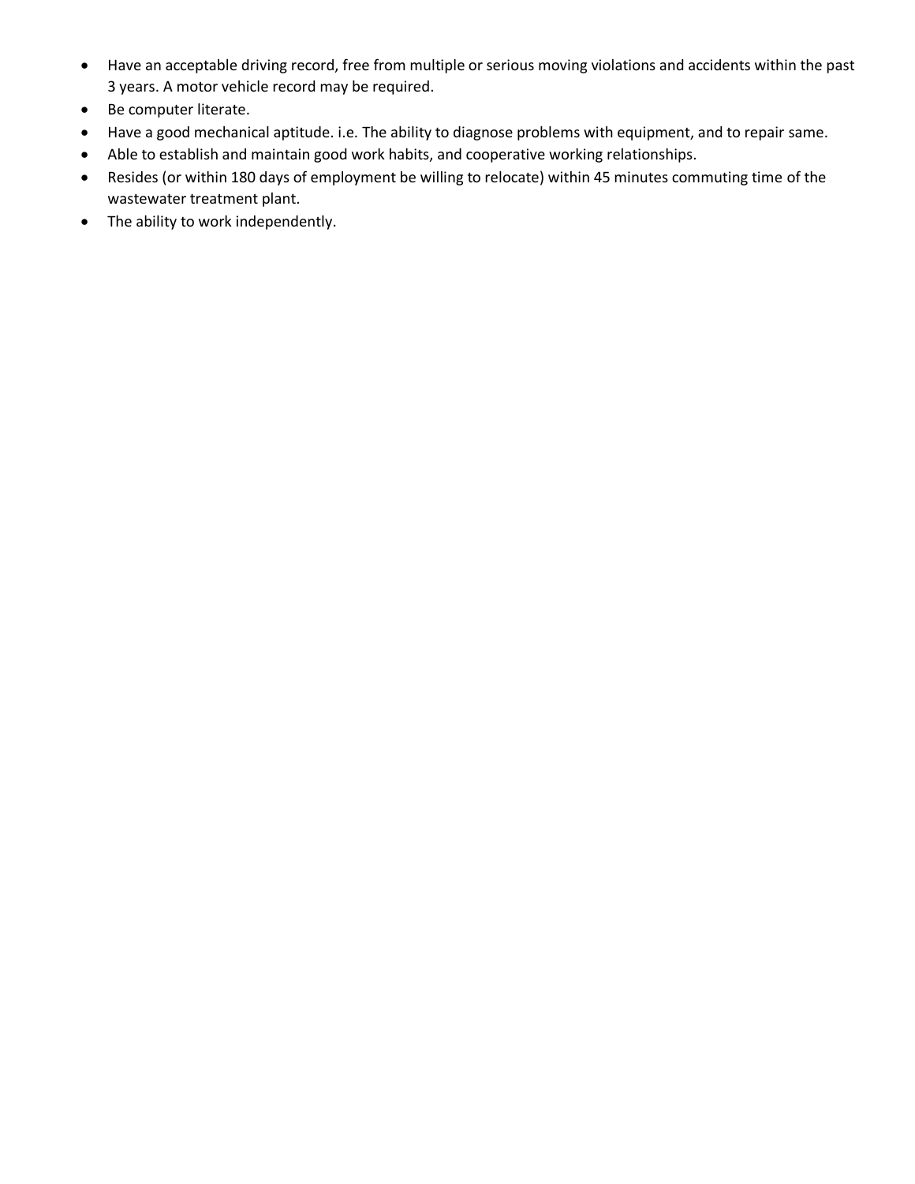- Have an acceptable driving record, free from multiple or serious moving violations and accidents within the past 3 years. A motor vehicle record may be required.
- Be computer literate.
- Have a good mechanical aptitude. i.e. The ability to diagnose problems with equipment, and to repair same.
- Able to establish and maintain good work habits, and cooperative working relationships.
- Resides (or within 180 days of employment be willing to relocate) within 45 minutes commuting time of the wastewater treatment plant.
- The ability to work independently.